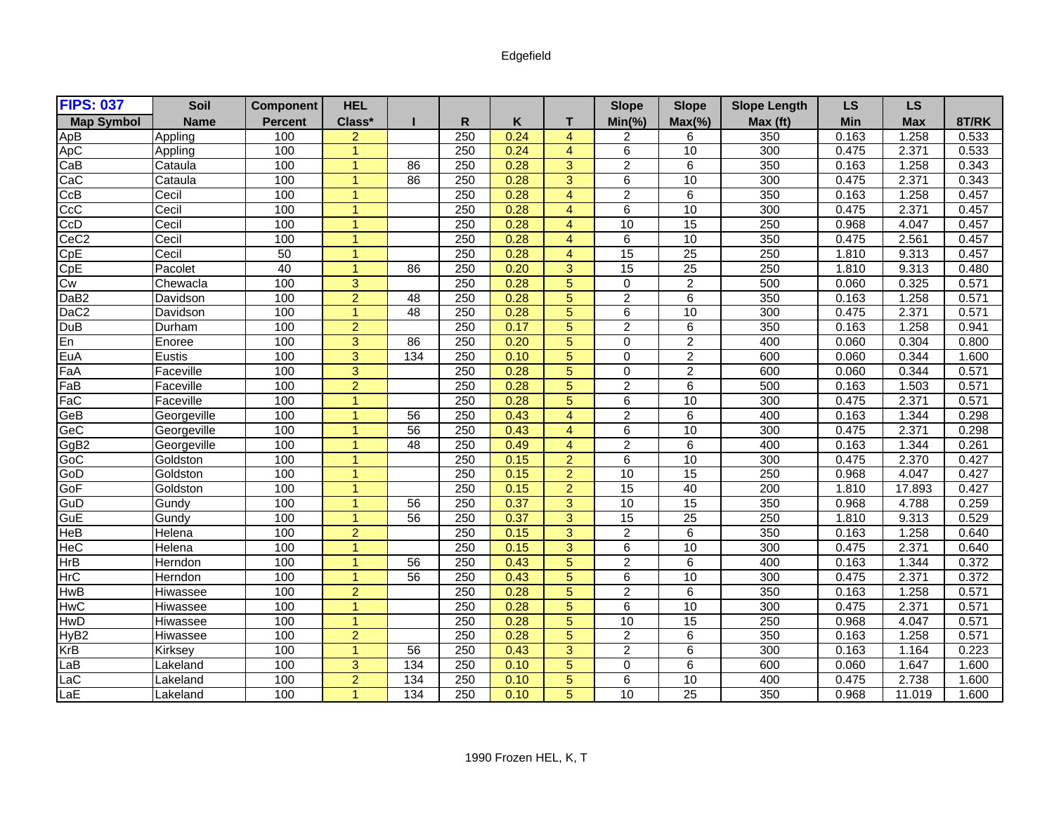Edgefield

| FIPS: 037 | Soil | Component | HEL | | | | | Slope | Slope | Slope Length | LS | LS | |
|---|---|---|---|---|---|---|---|---|---|---|---|---|---|
| Map Symbol | Name | Percent | Class* | I | R | K | T | Min(%) | Max(%) | Max (ft) | Min | Max | 8T/RK |
| ApB | Appling | 100 | 2 | | 250 | 0.24 | 4 | 2 | 6 | 350 | 0.163 | 1.258 | 0.533 |
| ApC | Appling | 100 | 1 | | 250 | 0.24 | 4 | 6 | 10 | 300 | 0.475 | 2.371 | 0.533 |
| CaB | Cataula | 100 | 1 | 86 | 250 | 0.28 | 3 | 2 | 6 | 350 | 0.163 | 1.258 | 0.343 |
| CaC | Cataula | 100 | 1 | 86 | 250 | 0.28 | 3 | 6 | 10 | 300 | 0.475 | 2.371 | 0.343 |
| CcB | Cecil | 100 | 1 | | 250 | 0.28 | 4 | 2 | 6 | 350 | 0.163 | 1.258 | 0.457 |
| CcC | Cecil | 100 | 1 | | 250 | 0.28 | 4 | 6 | 10 | 300 | 0.475 | 2.371 | 0.457 |
| CcD | Cecil | 100 | 1 | | 250 | 0.28 | 4 | 10 | 15 | 250 | 0.968 | 4.047 | 0.457 |
| CeC2 | Cecil | 100 | 1 | | 250 | 0.28 | 4 | 6 | 10 | 350 | 0.475 | 2.561 | 0.457 |
| CpE | Cecil | 50 | 1 | | 250 | 0.28 | 4 | 15 | 25 | 250 | 1.810 | 9.313 | 0.457 |
| CpE | Pacolet | 40 | 1 | 86 | 250 | 0.20 | 3 | 15 | 25 | 250 | 1.810 | 9.313 | 0.480 |
| Cw | Chewacla | 100 | 3 | | 250 | 0.28 | 5 | 0 | 2 | 500 | 0.060 | 0.325 | 0.571 |
| DaB2 | Davidson | 100 | 2 | 48 | 250 | 0.28 | 5 | 2 | 6 | 350 | 0.163 | 1.258 | 0.571 |
| DaC2 | Davidson | 100 | 1 | 48 | 250 | 0.28 | 5 | 6 | 10 | 300 | 0.475 | 2.371 | 0.571 |
| DuB | Durham | 100 | 2 | | 250 | 0.17 | 5 | 2 | 6 | 350 | 0.163 | 1.258 | 0.941 |
| En | Enoree | 100 | 3 | 86 | 250 | 0.20 | 5 | 0 | 2 | 400 | 0.060 | 0.304 | 0.800 |
| EuA | Eustis | 100 | 3 | 134 | 250 | 0.10 | 5 | 0 | 2 | 600 | 0.060 | 0.344 | 1.600 |
| FaA | Faceville | 100 | 3 | | 250 | 0.28 | 5 | 0 | 2 | 600 | 0.060 | 0.344 | 0.571 |
| FaB | Faceville | 100 | 2 | | 250 | 0.28 | 5 | 2 | 6 | 500 | 0.163 | 1.503 | 0.571 |
| FaC | Faceville | 100 | 1 | | 250 | 0.28 | 5 | 6 | 10 | 300 | 0.475 | 2.371 | 0.571 |
| GeB | Georgeville | 100 | 1 | 56 | 250 | 0.43 | 4 | 2 | 6 | 400 | 0.163 | 1.344 | 0.298 |
| GeC | Georgeville | 100 | 1 | 56 | 250 | 0.43 | 4 | 6 | 10 | 300 | 0.475 | 2.371 | 0.298 |
| GgB2 | Georgeville | 100 | 1 | 48 | 250 | 0.49 | 4 | 2 | 6 | 400 | 0.163 | 1.344 | 0.261 |
| GoC | Goldston | 100 | 1 | | 250 | 0.15 | 2 | 6 | 10 | 300 | 0.475 | 2.370 | 0.427 |
| GoD | Goldston | 100 | 1 | | 250 | 0.15 | 2 | 10 | 15 | 250 | 0.968 | 4.047 | 0.427 |
| GoF | Goldston | 100 | 1 | | 250 | 0.15 | 2 | 15 | 40 | 200 | 1.810 | 17.893 | 0.427 |
| GuD | Gundy | 100 | 1 | 56 | 250 | 0.37 | 3 | 10 | 15 | 350 | 0.968 | 4.788 | 0.259 |
| GuE | Gundy | 100 | 1 | 56 | 250 | 0.37 | 3 | 15 | 25 | 250 | 1.810 | 9.313 | 0.529 |
| HeB | Helena | 100 | 2 | | 250 | 0.15 | 3 | 2 | 6 | 350 | 0.163 | 1.258 | 0.640 |
| HeC | Helena | 100 | 1 | | 250 | 0.15 | 3 | 6 | 10 | 300 | 0.475 | 2.371 | 0.640 |
| HrB | Herndon | 100 | 1 | 56 | 250 | 0.43 | 5 | 2 | 6 | 400 | 0.163 | 1.344 | 0.372 |
| HrC | Herndon | 100 | 1 | 56 | 250 | 0.43 | 5 | 6 | 10 | 300 | 0.475 | 2.371 | 0.372 |
| HwB | Hiwassee | 100 | 2 | | 250 | 0.28 | 5 | 2 | 6 | 350 | 0.163 | 1.258 | 0.571 |
| HwC | Hiwassee | 100 | 1 | | 250 | 0.28 | 5 | 6 | 10 | 300 | 0.475 | 2.371 | 0.571 |
| HwD | Hiwassee | 100 | 1 | | 250 | 0.28 | 5 | 10 | 15 | 250 | 0.968 | 4.047 | 0.571 |
| HyB2 | Hiwassee | 100 | 2 | | 250 | 0.28 | 5 | 2 | 6 | 350 | 0.163 | 1.258 | 0.571 |
| KrB | Kirksey | 100 | 1 | 56 | 250 | 0.43 | 3 | 2 | 6 | 300 | 0.163 | 1.164 | 0.223 |
| LaB | Lakeland | 100 | 3 | 134 | 250 | 0.10 | 5 | 0 | 6 | 600 | 0.060 | 1.647 | 1.600 |
| LaC | Lakeland | 100 | 2 | 134 | 250 | 0.10 | 5 | 6 | 10 | 400 | 0.475 | 2.738 | 1.600 |
| LaE | Lakeland | 100 | 1 | 134 | 250 | 0.10 | 5 | 10 | 25 | 350 | 0.968 | 11.019 | 1.600 |

1990 Frozen HEL, K, T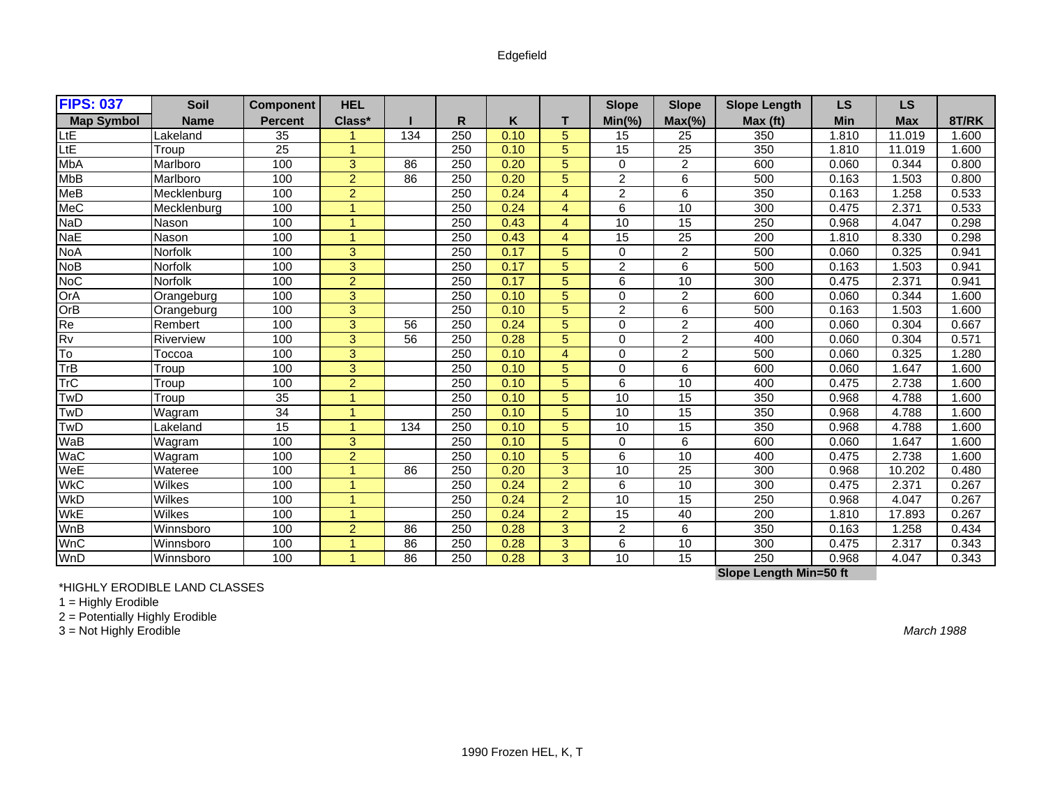Edgefield

| FIPS: 037 | Soil | Component | HEL | | | | | Slope | Slope | Slope Length | LS | LS | |
|---|---|---|---|---|---|---|---|---|---|---|---|---|---|
| Map Symbol | Name | Percent | Class* | I | R | K | T | Min(%) | Max(%) | Max (ft) | Min | Max | 8T/RK |
| LtE | Lakeland | 35 | 1 | 134 | 250 | 0.10 | 5 | 15 | 25 | 350 | 1.810 | 11.019 | 1.600 |
| LtE | Troup | 25 | 1 | | 250 | 0.10 | 5 | 15 | 25 | 350 | 1.810 | 11.019 | 1.600 |
| MbA | Marlboro | 100 | 3 | 86 | 250 | 0.20 | 5 | 0 | 2 | 600 | 0.060 | 0.344 | 0.800 |
| MbB | Marlboro | 100 | 2 | 86 | 250 | 0.20 | 5 | 2 | 6 | 500 | 0.163 | 1.503 | 0.800 |
| MeB | Mecklenburg | 100 | 2 | | 250 | 0.24 | 4 | 2 | 6 | 350 | 0.163 | 1.258 | 0.533 |
| MeC | Mecklenburg | 100 | 1 | | 250 | 0.24 | 4 | 6 | 10 | 300 | 0.475 | 2.371 | 0.533 |
| NaD | Nason | 100 | 1 | | 250 | 0.43 | 4 | 10 | 15 | 250 | 0.968 | 4.047 | 0.298 |
| NaE | Nason | 100 | 1 | | 250 | 0.43 | 4 | 15 | 25 | 200 | 1.810 | 8.330 | 0.298 |
| NoA | Norfolk | 100 | 3 | | 250 | 0.17 | 5 | 0 | 2 | 500 | 0.060 | 0.325 | 0.941 |
| NoB | Norfolk | 100 | 3 | | 250 | 0.17 | 5 | 2 | 6 | 500 | 0.163 | 1.503 | 0.941 |
| NoC | Norfolk | 100 | 2 | | 250 | 0.17 | 5 | 6 | 10 | 300 | 0.475 | 2.371 | 0.941 |
| OrA | Orangeburg | 100 | 3 | | 250 | 0.10 | 5 | 0 | 2 | 600 | 0.060 | 0.344 | 1.600 |
| OrB | Orangeburg | 100 | 3 | | 250 | 0.10 | 5 | 2 | 6 | 500 | 0.163 | 1.503 | 1.600 |
| Re | Rembert | 100 | 3 | 56 | 250 | 0.24 | 5 | 0 | 2 | 400 | 0.060 | 0.304 | 0.667 |
| Rv | Riverview | 100 | 3 | 56 | 250 | 0.28 | 5 | 0 | 2 | 400 | 0.060 | 0.304 | 0.571 |
| To | Toccoa | 100 | 3 | | 250 | 0.10 | 4 | 0 | 2 | 500 | 0.060 | 0.325 | 1.280 |
| TrB | Troup | 100 | 3 | | 250 | 0.10 | 5 | 0 | 6 | 600 | 0.060 | 1.647 | 1.600 |
| TrC | Troup | 100 | 2 | | 250 | 0.10 | 5 | 6 | 10 | 400 | 0.475 | 2.738 | 1.600 |
| TwD | Troup | 35 | 1 | | 250 | 0.10 | 5 | 10 | 15 | 350 | 0.968 | 4.788 | 1.600 |
| TwD | Wagram | 34 | 1 | | 250 | 0.10 | 5 | 10 | 15 | 350 | 0.968 | 4.788 | 1.600 |
| TwD | Lakeland | 15 | 1 | 134 | 250 | 0.10 | 5 | 10 | 15 | 350 | 0.968 | 4.788 | 1.600 |
| WaB | Wagram | 100 | 3 | | 250 | 0.10 | 5 | 0 | 6 | 600 | 0.060 | 1.647 | 1.600 |
| WaC | Wagram | 100 | 2 | | 250 | 0.10 | 5 | 6 | 10 | 400 | 0.475 | 2.738 | 1.600 |
| WeE | Wateree | 100 | 1 | 86 | 250 | 0.20 | 3 | 10 | 25 | 300 | 0.968 | 10.202 | 0.480 |
| WkC | Wilkes | 100 | 1 | | 250 | 0.24 | 2 | 6 | 10 | 300 | 0.475 | 2.371 | 0.267 |
| WkD | Wilkes | 100 | 1 | | 250 | 0.24 | 2 | 10 | 15 | 250 | 0.968 | 4.047 | 0.267 |
| WkE | Wilkes | 100 | 1 | | 250 | 0.24 | 2 | 15 | 40 | 200 | 1.810 | 17.893 | 0.267 |
| WnB | Winnsboro | 100 | 2 | 86 | 250 | 0.28 | 3 | 2 | 6 | 350 | 0.163 | 1.258 | 0.434 |
| WnC | Winnsboro | 100 | 1 | 86 | 250 | 0.28 | 3 | 6 | 10 | 300 | 0.475 | 2.317 | 0.343 |
| WnD | Winnsboro | 100 | 1 | 86 | 250 | 0.28 | 3 | 10 | 15 | 250 | 0.968 | 4.047 | 0.343 |

**Slope Length Min=50 ft**

*HIGHLY ERODIBLE LAND CLASSES

1 = Highly Erodible

2 = Potentially Highly Erodible

3 = Not Highly Erodible

*March 1988*

1990 Frozen HEL, K, T